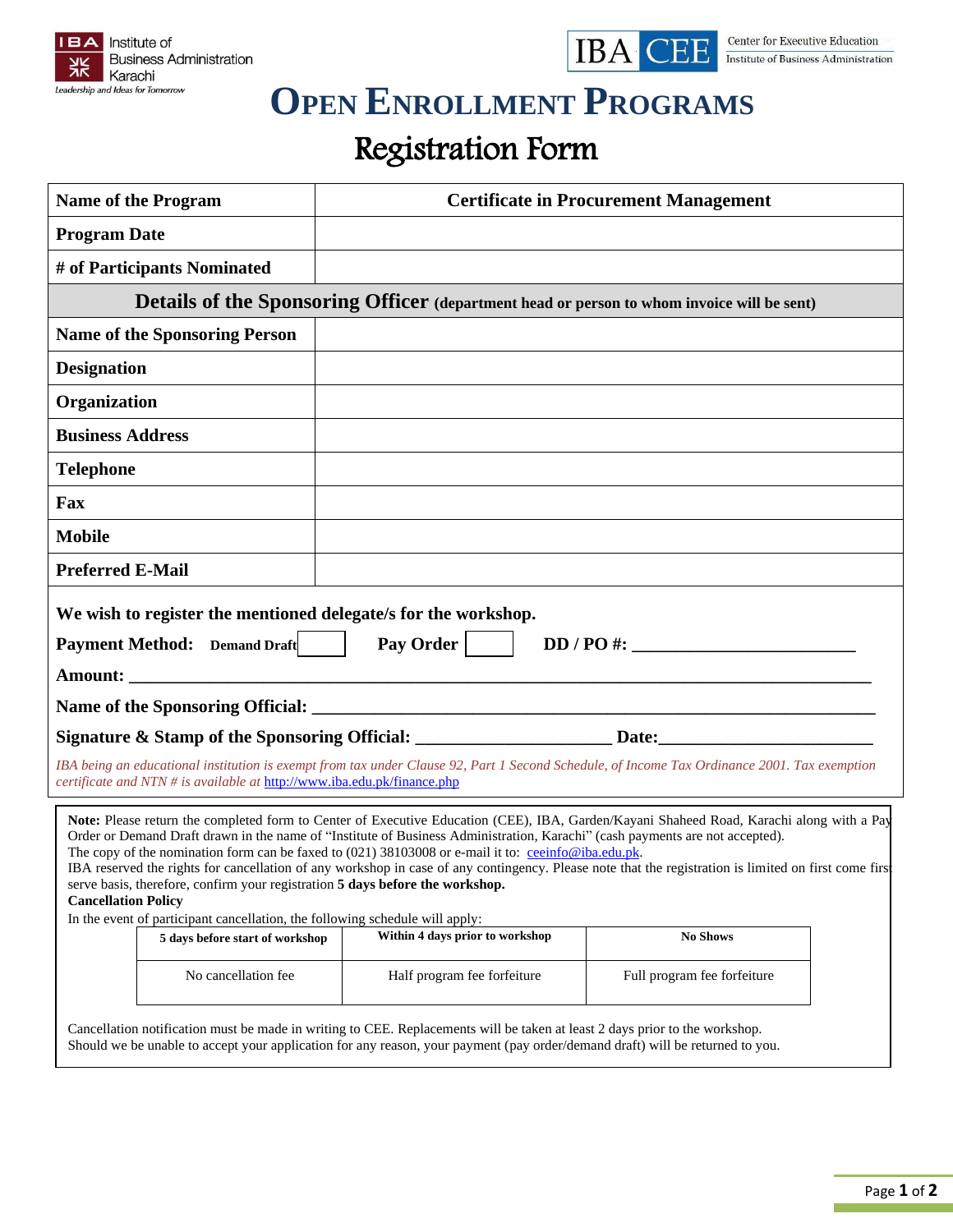IBA Institute of Business Administration Karachi
*Leadership and Ideas for Tomorrow*

IBA CEE Center for Executive Education, Institute of Business Administration

# OPEN ENROLLMENT PROGRAMS

## Registration Form

| **Name of the Program** | **Certificate in Procurement Management** |
|---|---|
| **Program Date** | |
| **# of Participants Nominated** | |
| **Details of the Sponsoring Officer** (department head or person to whom invoice will be sent) | |
| **Name of the Sponsoring Person** | |
| **Designation** | |
| **Organization** | |
| **Business Address** | |
| **Telephone** | |
| **Fax** | |
| **Mobile** | |
| **Preferred E-Mail** | |

**We wish to register the mentioned delegate/s for the workshop.**

**Payment Method:** **Demand Draft** ☐ **Pay Order** ☐ **DD / PO #:** ________________________

**Amount:** ________________________________________________________________________________

**Name of the Sponsoring Official:** ____________________________________________________________

**Signature & Stamp of the Sponsoring Official:** _____________________ **Date:**_______________________

*IBA being an educational institution is exempt from tax under Clause 92, Part 1 Second Schedule, of Income Tax Ordinance 2001. Tax exemption certificate and NTN # is available at* http://www.iba.edu.pk/finance.php

**Note:** Please return the completed form to Center of Executive Education (CEE), IBA, Garden/Kayani Shaheed Road, Karachi along with a Pay Order or Demand Draft drawn in the name of "Institute of Business Administration, Karachi" (cash payments are not accepted).
The copy of the nomination form can be faxed to (021) 38103008 or e-mail it to: ceeinfo@iba.edu.pk.
IBA reserved the rights for cancellation of any workshop in case of any contingency. Please note that the registration is limited on first come first serve basis, therefore, confirm your registration **5 days before the workshop.**

**Cancellation Policy**

In the event of participant cancellation, the following schedule will apply:

| **5 days before start of workshop** | **Within 4 days prior to workshop** | **No Shows** |
|---|---|---|
| No cancellation fee | Half program fee forfeiture | Full program fee forfeiture |

Cancellation notification must be made in writing to CEE. Replacements will be taken at least 2 days prior to the workshop.
Should we be unable to accept your application for any reason, your payment (pay order/demand draft) will be returned to you.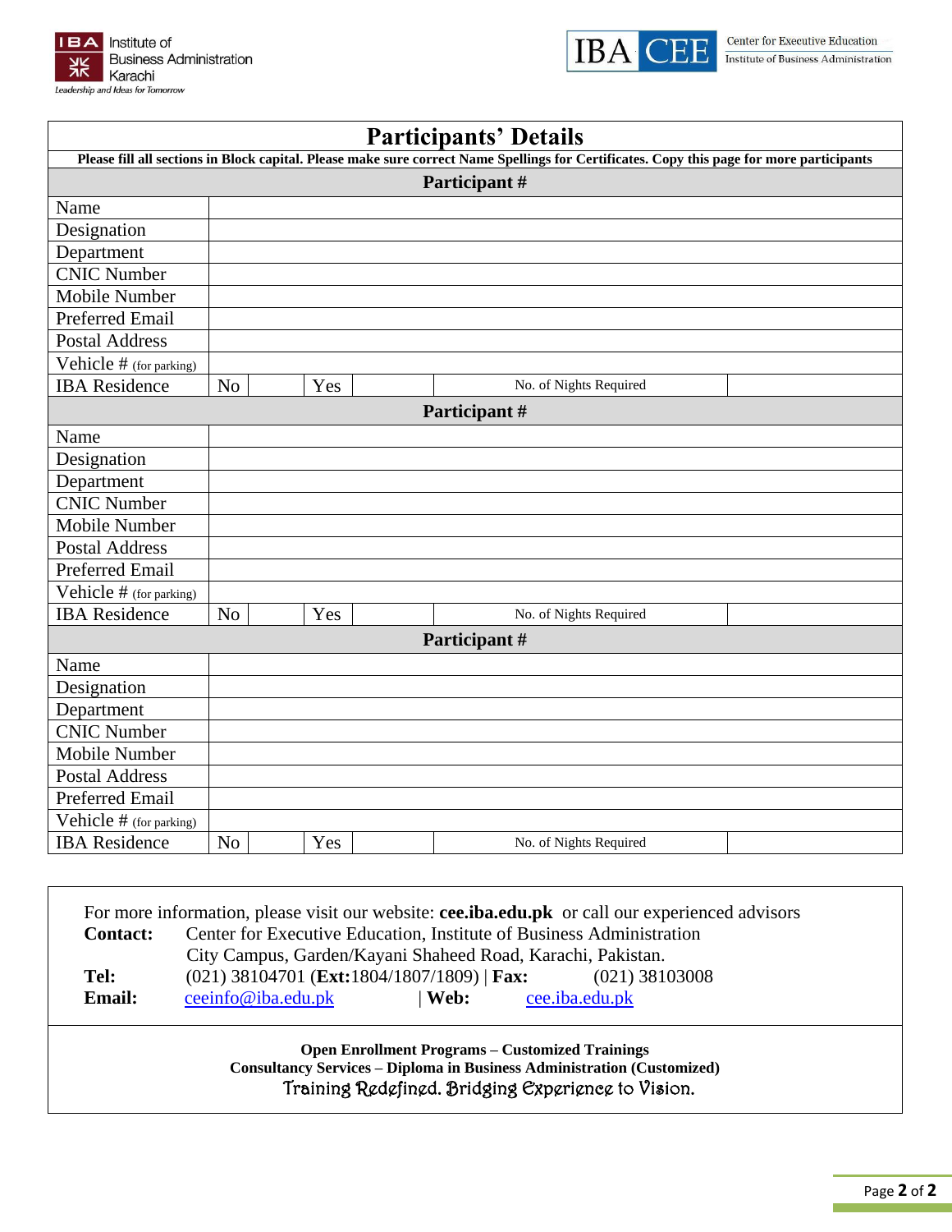Institute of Business Administration Karachi
*Leadership and Ideas for Tomorrow*

IBA CEE — Center for Executive Education, Institute of Business Administration

# Participants' Details

**Please fill all sections in Block capital. Please make sure correct Name Spellings for Certificates. Copy this page for more participants**

| | | | | | | |
|---|---|---|---|---|---|---|
| **Participant #** | | | | | | |
| Name | | | | | | |
| Designation | | | | | | |
| Department | | | | | | |
| CNIC Number | | | | | | |
| Mobile Number | | | | | | |
| Preferred Email | | | | | | |
| Postal Address | | | | | | |
| Vehicle # (for parking) | | | | | | |
| IBA Residence | No | | Yes | | No. of Nights Required | |
| **Participant #** | | | | | | |
| Name | | | | | | |
| Designation | | | | | | |
| Department | | | | | | |
| CNIC Number | | | | | | |
| Mobile Number | | | | | | |
| Postal Address | | | | | | |
| Preferred Email | | | | | | |
| Vehicle # (for parking) | | | | | | |
| IBA Residence | No | | Yes | | No. of Nights Required | |
| **Participant #** | | | | | | |
| Name | | | | | | |
| Designation | | | | | | |
| Department | | | | | | |
| CNIC Number | | | | | | |
| Mobile Number | | | | | | |
| Postal Address | | | | | | |
| Preferred Email | | | | | | |
| Vehicle # (for parking) | | | | | | |
| IBA Residence | No | | Yes | | No. of Nights Required | |

For more information, please visit our website: **cee.iba.edu.pk** or call our experienced advisors

**Contact:** Center for Executive Education, Institute of Business Administration
City Campus, Garden/Kayani Shaheed Road, Karachi, Pakistan.

**Tel:** (021) 38104701 (**Ext:**1804/1807/1809) | **Fax:** (021) 38103008

**Email:** ceeinfo@iba.edu.pk | **Web:** cee.iba.edu.pk

**Open Enrollment Programs – Customized Trainings**
**Consultancy Services – Diploma in Business Administration (Customized)**
Training Redefined. Bridging Experience to Vision.